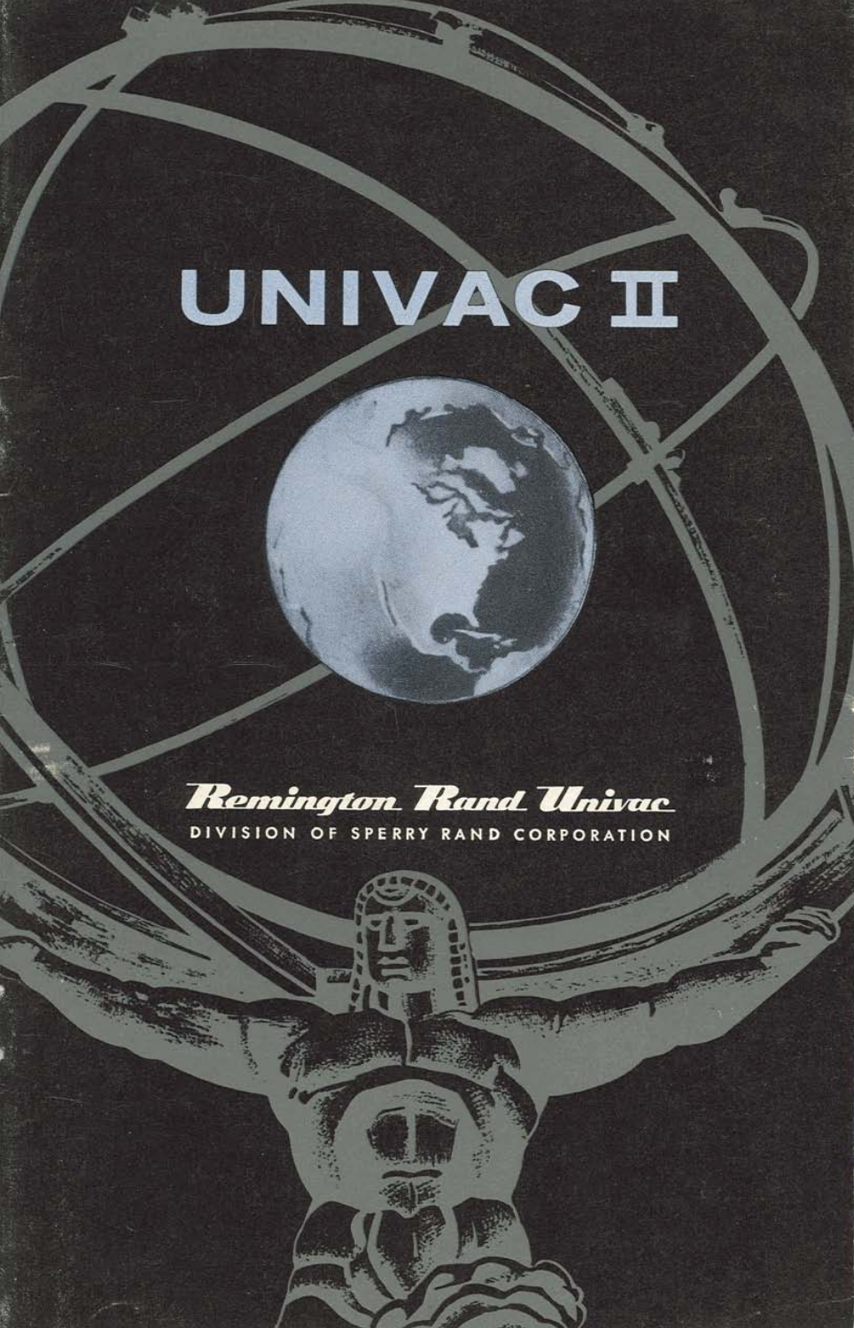# UNIVAC II

**Remington Rand Univac**

DIVISION OF SPERRY RAND CORPORATION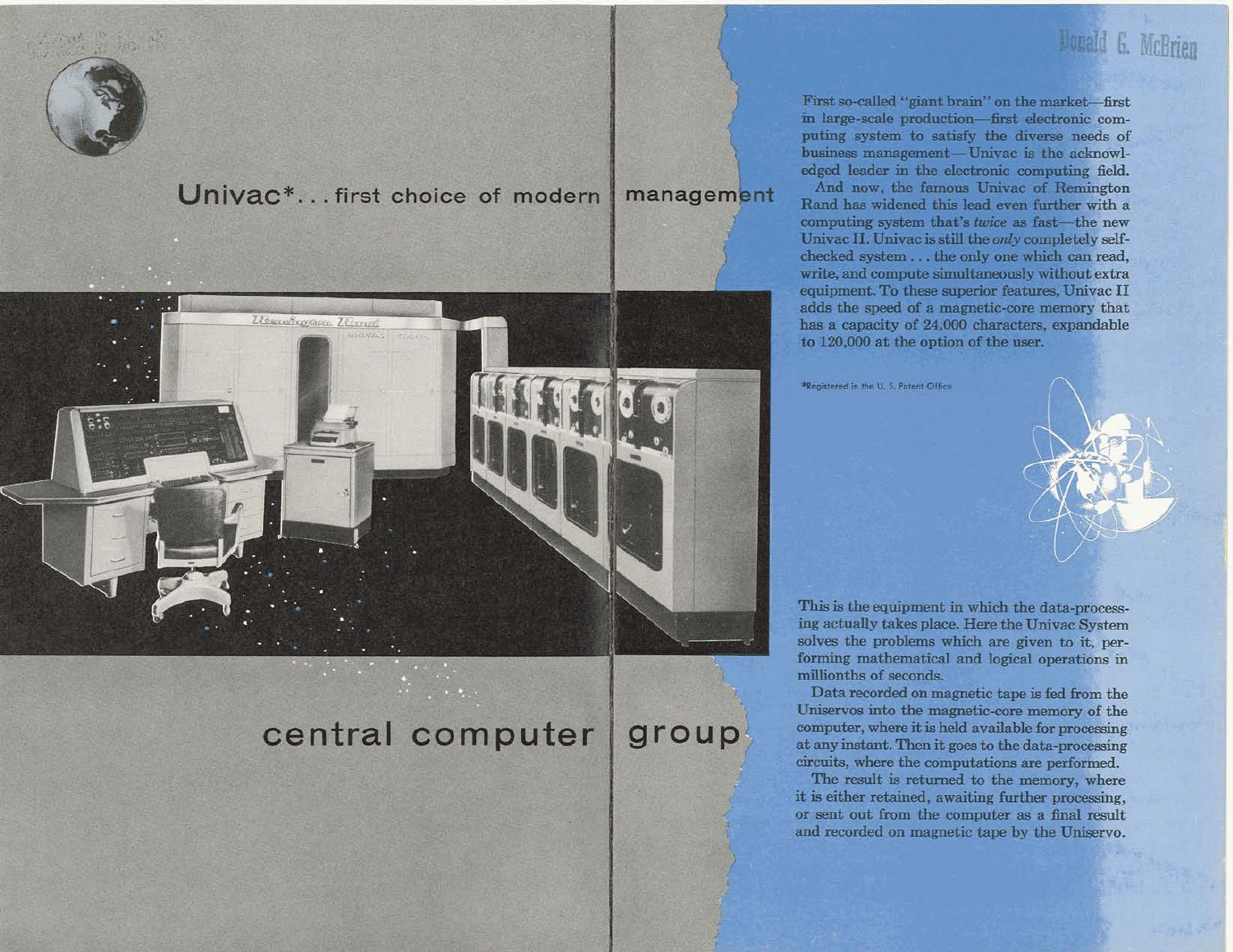# Univac*... first choice of modern management

First so-called "giant brain" on the market—first in large-scale production—first electronic computing system to satisfy the diverse needs of business management—Univac is the acknowledged leader in the electronic computing field.

And now, the famous Univac of Remington Rand has widened this lead even further with a computing system that's *twice* as fast—the new Univac II. Univac is still the *only* completely self-checked system . . . the only one which can read, write, and compute simultaneously without extra equipment. To these superior features, Univac II adds the speed of a magnetic-core memory that has a capacity of 24,000 characters, expandable to 120,000 at the option of the user.

*Registered in the U. S. Patent Office

## central computer group

This is the equipment in which the data-processing actually takes place. Here the Univac System solves the problems which are given to it, performing mathematical and logical operations in millionths of seconds.

Data recorded on magnetic tape is fed from the Uniservos into the magnetic-core memory of the computer, where it is held available for processing at any instant. Then it goes to the data-processing circuits, where the computations are performed.

The result is returned to the memory, where it is either retained, awaiting further processing, or sent out from the computer as a final result and recorded on magnetic tape by the Uniservo.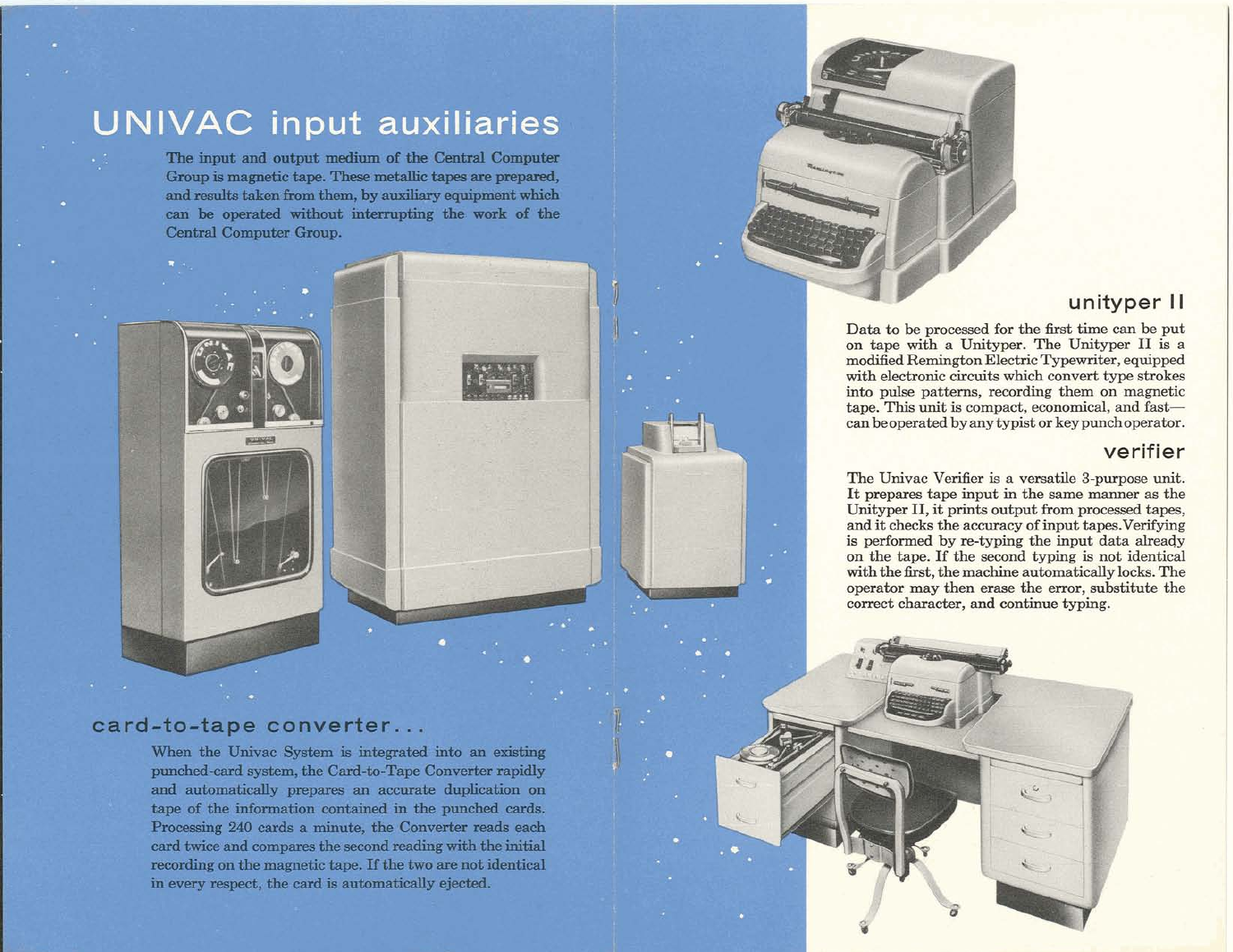# UNIVAC input auxiliaries

The input and output medium of the Central Computer Group is magnetic tape. These metallic tapes are prepared, and results taken from them, by auxiliary equipment which can be operated without interrupting the work of the Central Computer Group.

## card-to-tape converter...

When the Univac System is integrated into an existing punched-card system, the Card-to-Tape Converter rapidly and automatically prepares an accurate duplication on tape of the information contained in the punched cards. Processing 240 cards a minute, the Converter reads each card twice and compares the second reading with the initial recording on the magnetic tape. If the two are not identical in every respect, the card is automatically ejected.

## unityper II

Data to be processed for the first time can be put on tape with a Unityper. The Unityper II is a modified Remington Electric Typewriter, equipped with electronic circuits which convert type strokes into pulse patterns, recording them on magnetic tape. This unit is compact, economical, and fast—can be operated by any typist or key punch operator.

## verifier

The Univac Verifier is a versatile 3-purpose unit. It prepares tape input in the same manner as the Unityper II, it prints output from processed tapes, and it checks the accuracy of input tapes. Verifying is performed by re-typing the input data already on the tape. If the second typing is not identical with the first, the machine automatically locks. The operator may then erase the error, substitute the correct character, and continue typing.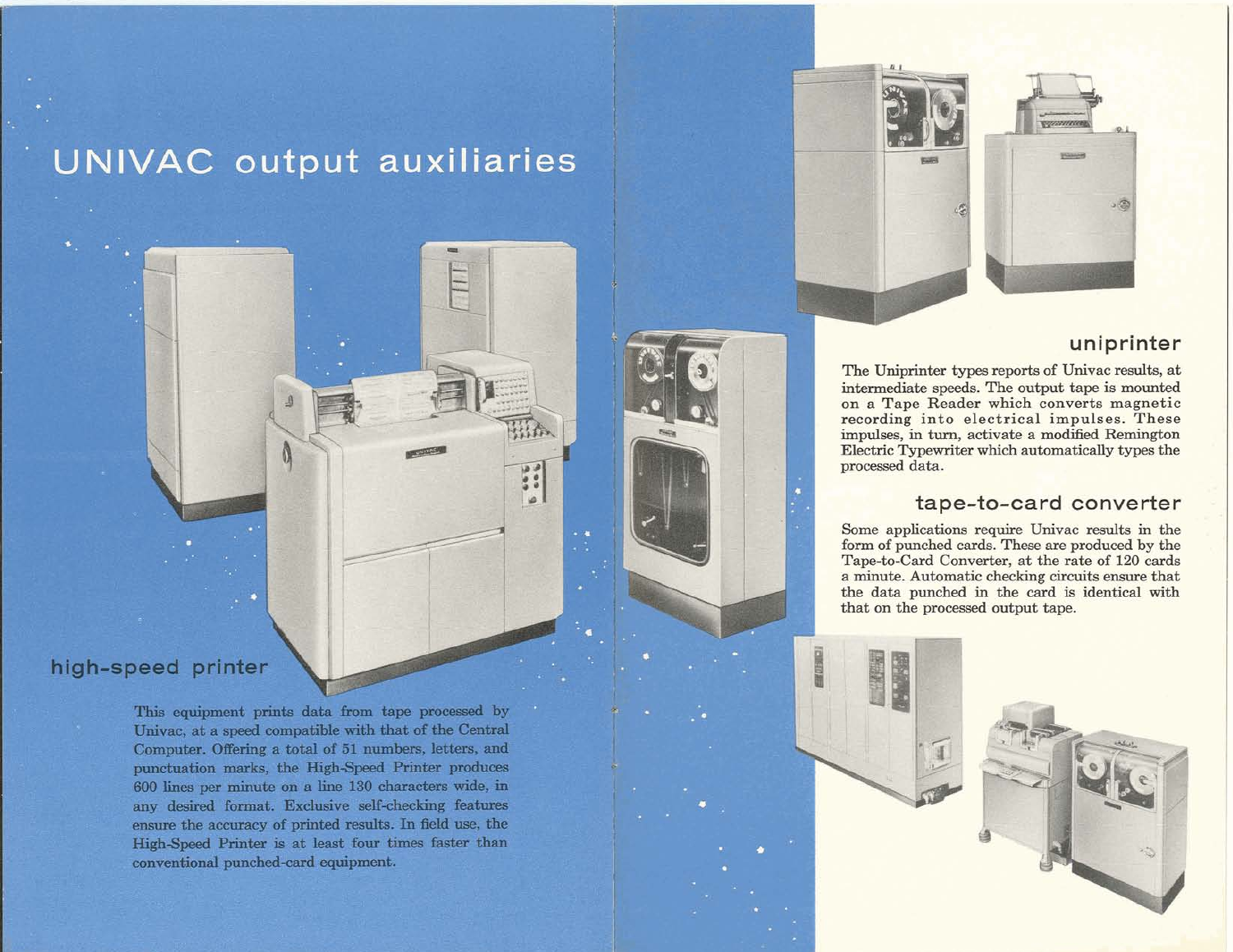# UNIVAC output auxiliaries

## high-speed printer

This equipment prints data from tape processed by Univac, at a speed compatible with that of the Central Computer. Offering a total of 51 numbers, letters, and punctuation marks, the High-Speed Printer produces 600 lines per minute on a line 130 characters wide, in any desired format. Exclusive self-checking features ensure the accuracy of printed results. In field use, the High-Speed Printer is at least four times faster than conventional punched-card equipment.

## uniprinter

The Uniprinter types reports of Univac results, at intermediate speeds. The output tape is mounted on a Tape Reader which converts magnetic recording into electrical impulses. These impulses, in turn, activate a modified Remington Electric Typewriter which automatically types the processed data.

## tape-to-card converter

Some applications require Univac results in the form of punched cards. These are produced by the Tape-to-Card Converter, at the rate of 120 cards a minute. Automatic checking circuits ensure that the data punched in the card is identical with that on the processed output tape.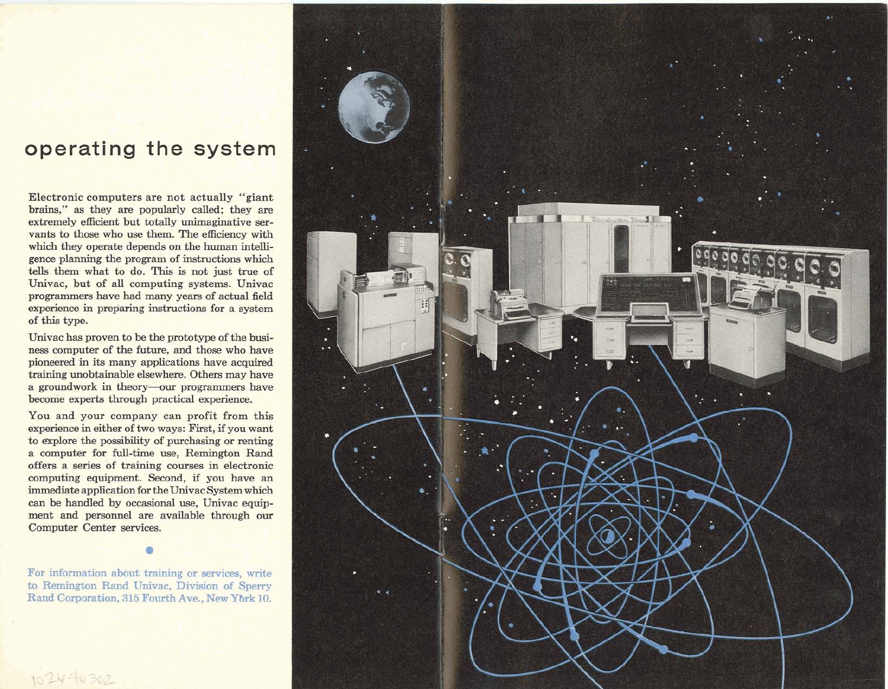## operating the system

Electronic computers are not actually "giant brains," as they are popularly called; they are extremely efficient but totally unimaginative servants to those who use them. The efficiency with which they operate depends on the human intelligence planning the program of instructions which tells them what to do. This is not just true of Univac, but of all computing systems. Univac programmers have had many years of actual field experience in preparing instructions for a system of this type.

Univac has proven to be the prototype of the business computer of the future, and those who have pioneered in its many applications have acquired training unobtainable elsewhere. Others may have a groundwork in theory—our programmers have become experts through practical experience.

You and your company can profit from this experience in either of two ways: First, if you want to explore the possibility of purchasing or renting a computer for full-time use, Remington Rand offers a series of training courses in electronic computing equipment. Second, if you have an immediate application for the Univac System which can be handled by occasional use, Univac equipment and personnel are available through our Computer Center services.

For information about training or services, write to Remington Rand Univac, Division of Sperry Rand Corporation, 315 Fourth Ave., New York 10.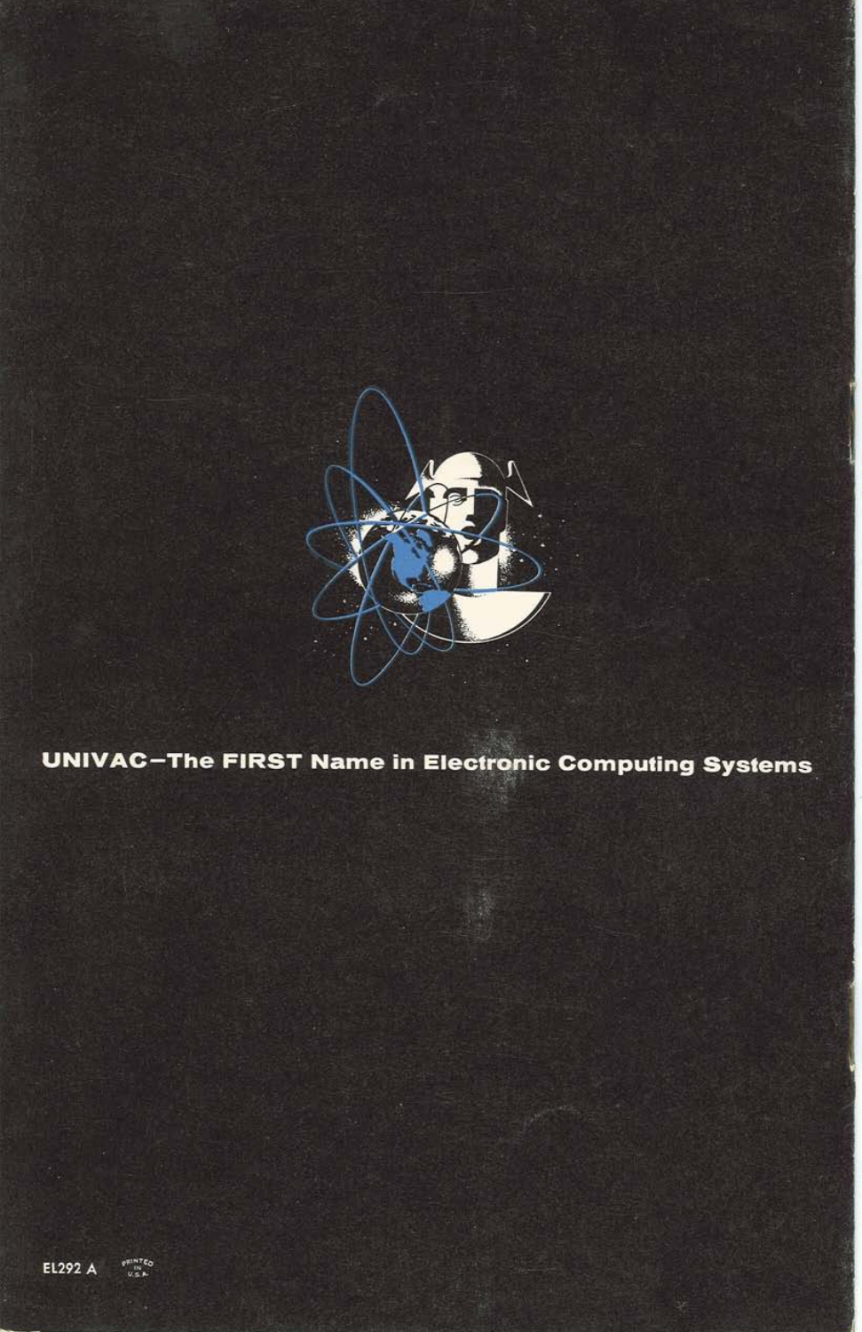UNIVAC—The FIRST Name in Electronic Computing Systems

EL292 A